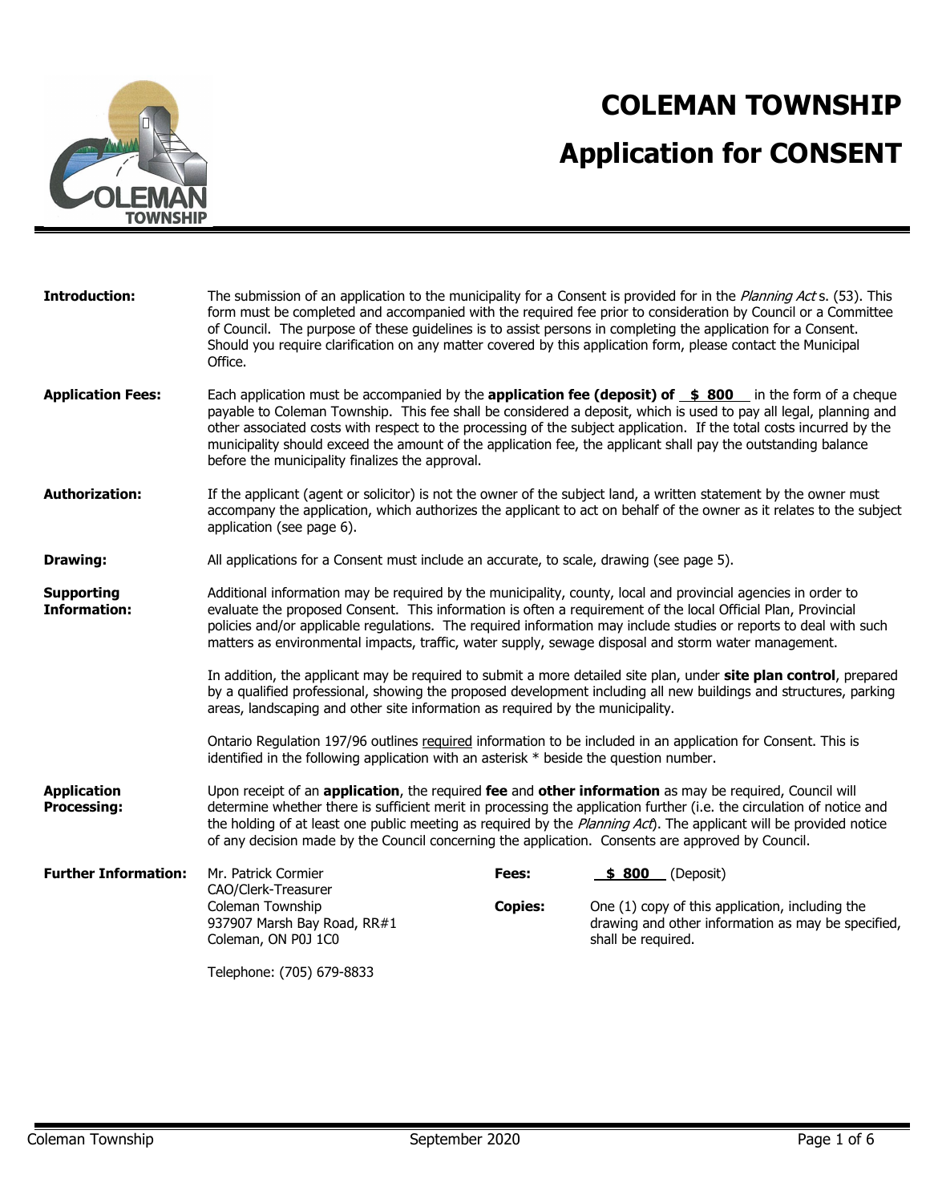# COLEMAN TOWNSHIP

# Application for CONSENT

**Introduction:** The submission of an application to the municipality for a Consent is provided for in the *Planning Act* s. (53). This form must be completed and accompanied with the required fee prior to consideration by Council or a Committee of Council. The purpose of these guidelines is to assist persons in completing the application for a Consent. Should you require clarification on any matter covered by this application form, please contact the Municipal Office.

**Application Fees:** Each application must be accompanied by the **application fee (deposit) of \$ 800** in the form of a cheque payable to Coleman Township. This fee shall be considered a deposit, which is used to pay all legal, planning and other associated costs with respect to the processing of the subject application. If the total costs incurred by the municipality should exceed the amount of the application fee, the applicant shall pay the outstanding balance before the municipality finalizes the approval.

**Authorization:** If the applicant (agent or solicitor) is not the owner of the subject land, a written statement by the owner must accompany the application, which authorizes the applicant to act on behalf of the owner as it relates to the subject application (see page 6).

**Drawing:** All applications for a Consent must include an accurate, to scale, drawing (see page 5).

**Supporting Information:** Additional information may be required by the municipality, county, local and provincial agencies in order to evaluate the proposed Consent. This information is often a requirement of the local Official Plan, Provincial policies and/or applicable regulations. The required information may include studies or reports to deal with such matters as environmental impacts, traffic, water supply, sewage disposal and storm water management.

In addition, the applicant may be required to submit a more detailed site plan, under **site plan control**, prepared by a qualified professional, showing the proposed development including all new buildings and structures, parking areas, landscaping and other site information as required by the municipality.

Ontario Regulation 197/96 outlines required information to be included in an application for Consent. This is identified in the following application with an asterisk * beside the question number.

**Application Processing:** Upon receipt of an **application**, the required **fee** and **other information** as may be required, Council will determine whether there is sufficient merit in processing the application further (i.e. the circulation of notice and the holding of at least one public meeting as required by the *Planning Act*). The applicant will be provided notice of any decision made by the Council concerning the application. Consents are approved by Council.

**Further Information:**

Mr. Patrick Cormier
CAO/Clerk-Treasurer
Coleman Township
937907 Marsh Bay Road, RR#1
Coleman, ON P0J 1C0

Telephone: (705) 679-8833

**Fees:** **\$ 800** (Deposit)

**Copies:** One (1) copy of this application, including the drawing and other information as may be specified, shall be required.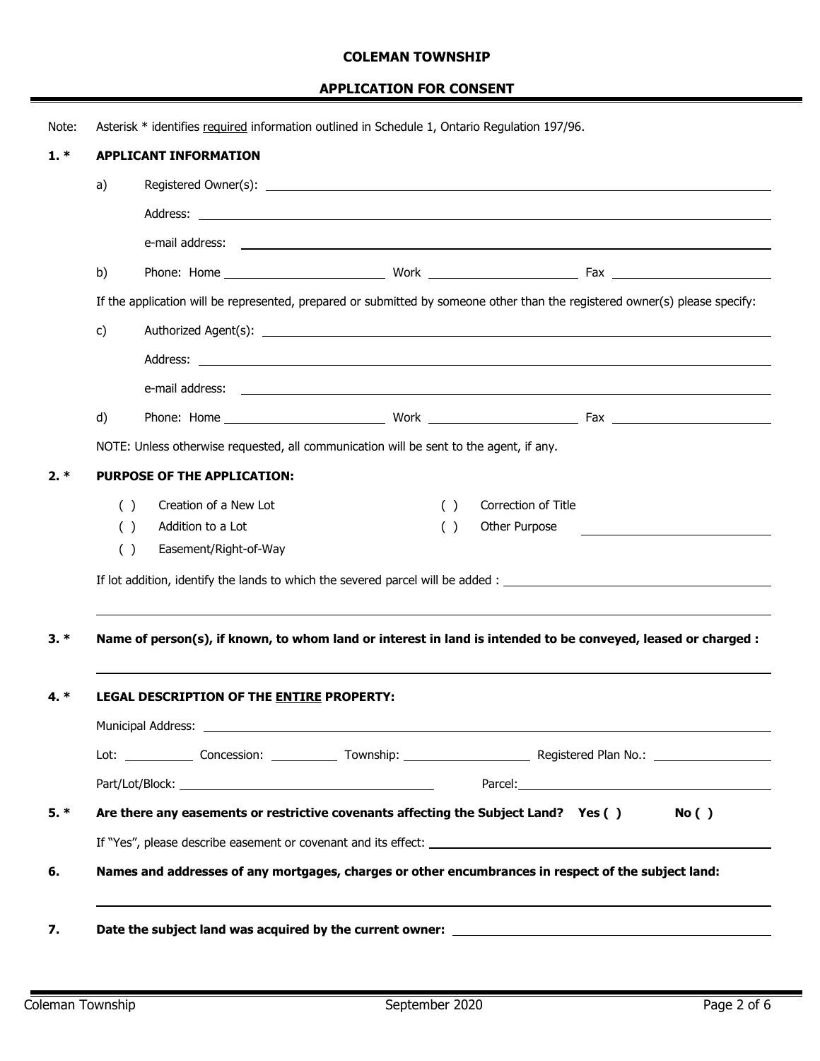**COLEMAN TOWNSHIP**

**APPLICATION FOR CONSENT**

Note: Asterisk * identifies required information outlined in Schedule 1, Ontario Regulation 197/96.

**1. * APPLICANT INFORMATION**

a) Registered Owner(s): ______________________________

Address: ______________________________

e-mail address: ______________________________

b) Phone: Home ____________ Work ____________ Fax ____________

If the application will be represented, prepared or submitted by someone other than the registered owner(s) please specify:

c) Authorized Agent(s): ______________________________

Address: ______________________________

e-mail address: ______________________________

d) Phone: Home ____________ Work ____________ Fax ____________

NOTE: Unless otherwise requested, all communication will be sent to the agent, if any.

**2. * PURPOSE OF THE APPLICATION:**

( ) Creation of a New Lot
( ) Addition to a Lot
( ) Easement/Right-of-Way
( ) Correction of Title
( ) Other Purpose ____________

If lot addition, identify the lands to which the severed parcel will be added : ______________________________

______________________________

**3. * Name of person(s), if known, to whom land or interest in land is intended to be conveyed, leased or charged :**

______________________________

**4. * LEGAL DESCRIPTION OF THE ENTIRE PROPERTY:**

Municipal Address: ______________________________

Lot: ________ Concession: ________ Township: ____________ Registered Plan No.: ____________

Part/Lot/Block: ____________ Parcel: ____________

**5. * Are there any easements or restrictive covenants affecting the Subject Land? Yes ( ) No ( )**

If "Yes", please describe easement or covenant and its effect: ______________________________

**6. Names and addresses of any mortgages, charges or other encumbrances in respect of the subject land:**

______________________________

**7. Date the subject land was acquired by the current owner:** ______________________________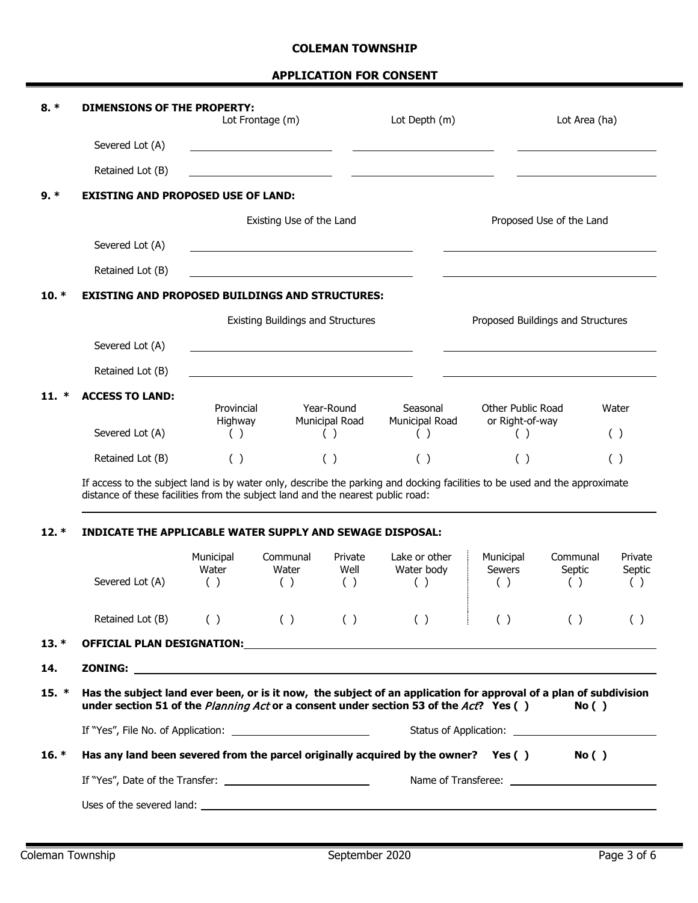**COLEMAN TOWNSHIP**

**APPLICATION FOR CONSENT**

**8. * DIMENSIONS OF THE PROPERTY:**

| | Lot Frontage (m) | Lot Depth (m) | Lot Area (ha) |
|---|---|---|---|
| Severed Lot (A) | | | |
| Retained Lot (B) | | | |

**9. * EXISTING AND PROPOSED USE OF LAND:**

| | Existing Use of the Land | Proposed Use of the Land |
|---|---|---|
| Severed Lot (A) | | |
| Retained Lot (B) | | |

**10. * EXISTING AND PROPOSED BUILDINGS AND STRUCTURES:**

| | Existing Buildings and Structures | Proposed Buildings and Structures |
|---|---|---|
| Severed Lot (A) | | |
| Retained Lot (B) | | |

**11. * ACCESS TO LAND:**

| | Provincial Highway | Year-Round Municipal Road | Seasonal Municipal Road | Other Public Road or Right-of-way | Water |
|---|---|---|---|---|---|
| Severed Lot (A) | ( ) | ( ) | ( ) | ( ) | ( ) |
| Retained Lot (B) | ( ) | ( ) | ( ) | ( ) | ( ) |

If access to the subject land is by water only, describe the parking and docking facilities to be used and the approximate distance of these facilities from the subject land and the nearest public road:

______________________________________________________________

**12. * INDICATE THE APPLICABLE WATER SUPPLY AND SEWAGE DISPOSAL:**

| | Municipal Water | Communal Water | Private Well | Lake or other Water body | Municipal Sewers | Communal Septic | Private Septic |
|---|---|---|---|---|---|---|---|
| Severed Lot (A) | ( ) | ( ) | ( ) | ( ) | ( ) | ( ) | ( ) |
| Retained Lot (B) | ( ) | ( ) | ( ) | ( ) | ( ) | ( ) | ( ) |

**13. * OFFICIAL PLAN DESIGNATION:** ______________________________

**14. ZONING:** ______________________________

**15. * Has the subject land ever been, or is it now, the subject of an application for approval of a plan of subdivision under section 51 of the *Planning Act* or a consent under section 53 of the *Act*? Yes ( ) No ( )**

If "Yes", File No. of Application: ____________________ Status of Application: ____________________

**16. * Has any land been severed from the parcel originally acquired by the owner? Yes ( ) No ( )**

If "Yes", Date of the Transfer: ____________________ Name of Transferee: ____________________

Uses of the severed land: ______________________________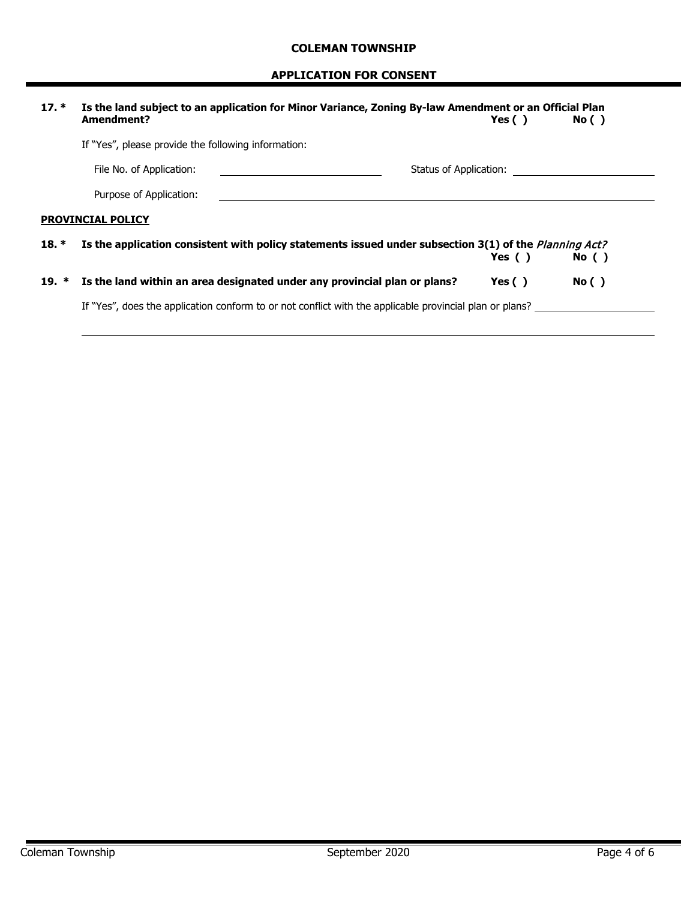**17. * Is the land subject to an application for Minor Variance, Zoning By-law Amendment or an Official Plan Amendment?** **Yes ( )** **No ( )**

If "Yes", please provide the following information:

File No. of Application: ______________________ Status of Application: ______________________

Purpose of Application: ______________________________________________

**PROVINCIAL POLICY**

**18. * Is the application consistent with policy statements issued under subsection 3(1) of the *Planning Act?*** **Yes ( )** **No ( )**

**19. * Is the land within an area designated under any provincial plan or plans?** **Yes ( )** **No ( )**

If "Yes", does the application conform to or not conflict with the applicable provincial plan or plans? ______________________

______________________________________________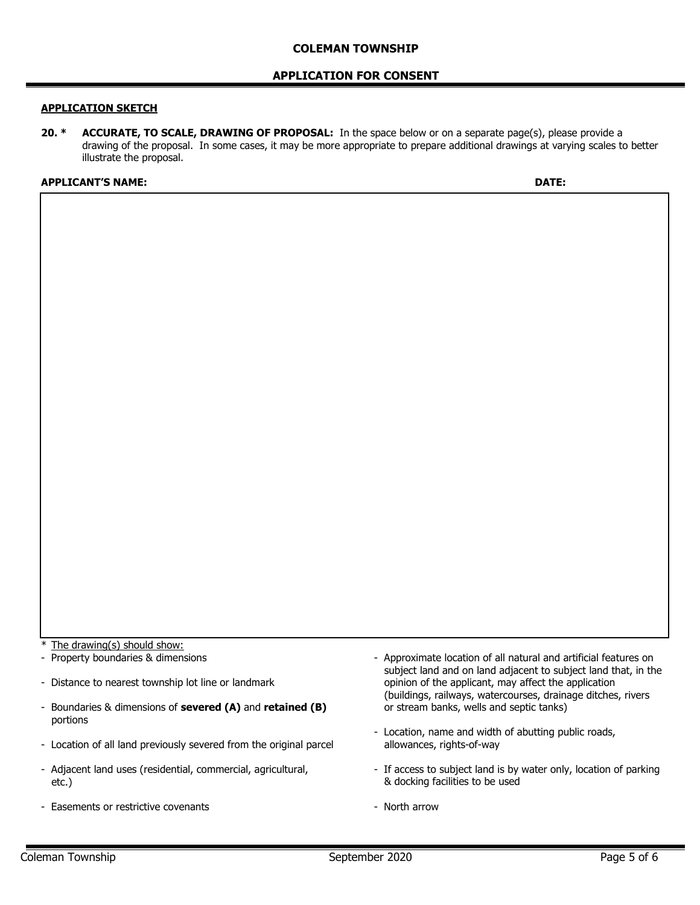# COLEMAN TOWNSHIP

## APPLICATION FOR CONSENT

**APPLICATION SKETCH**

**20. * ACCURATE, TO SCALE, DRAWING OF PROPOSAL:** In the space below or on a separate page(s), please provide a drawing of the proposal. In some cases, it may be more appropriate to prepare additional drawings at varying scales to better illustrate the proposal.

**APPLICANT'S NAME:** **DATE:**

* The drawing(s) should show:

- Property boundaries & dimensions
- Distance to nearest township lot line or landmark
- Boundaries & dimensions of **severed (A)** and **retained (B)** portions
- Location of all land previously severed from the original parcel
- Adjacent land uses (residential, commercial, agricultural, etc.)
- Easements or restrictive covenants
- Approximate location of all natural and artificial features on subject land and on land adjacent to subject land that, in the opinion of the applicant, may affect the application (buildings, railways, watercourses, drainage ditches, rivers or stream banks, wells and septic tanks)
- Location, name and width of abutting public roads, allowances, rights-of-way
- If access to subject land is by water only, location of parking & docking facilities to be used
- North arrow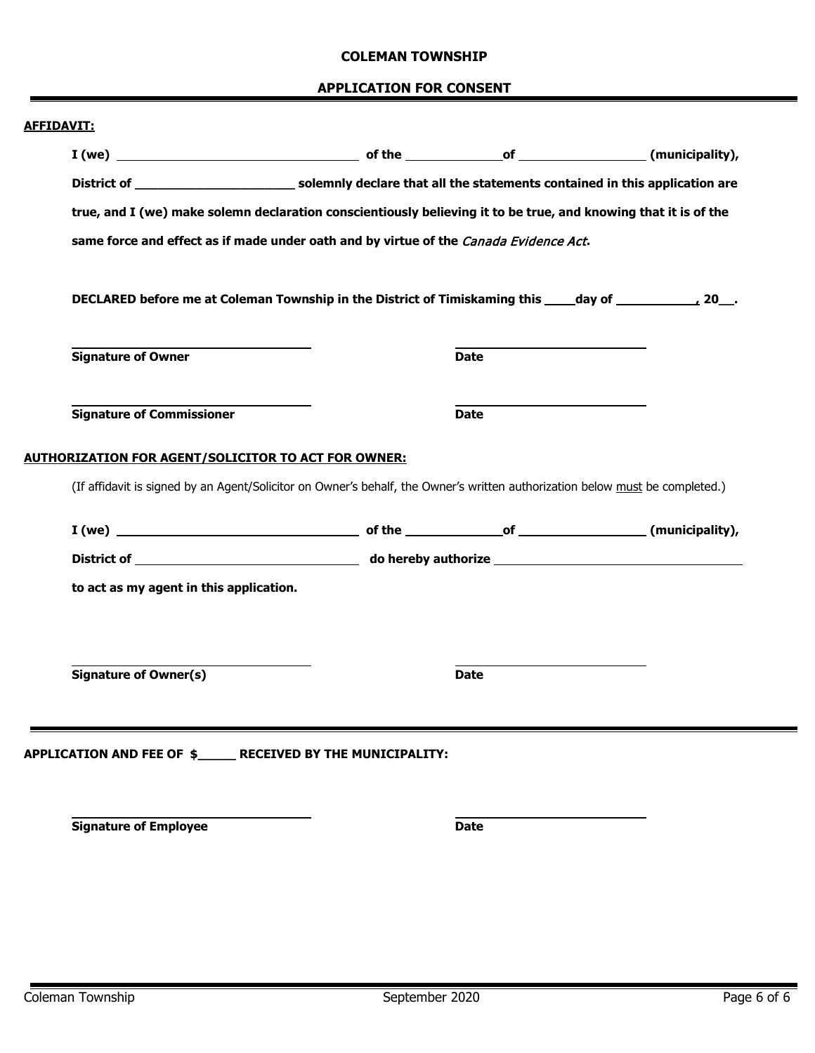**COLEMAN TOWNSHIP**

**APPLICATION FOR CONSENT**

**AFFIDAVIT:**

**I (we) ______________________________ of the ____________ of ________________ (municipality), District of ____________________ solemnly declare that all the statements contained in this application are true, and I (we) make solemn declaration conscientiously believing it to be true, and knowing that it is of the same force and effect as if made under oath and by virtue of the *Canada Evidence Act*.**

**DECLARED before me at Coleman Township in the District of Timiskaming this ____ day of __________, 20__.**

______________________________ ______________________________

**Signature of Owner** **Date**

______________________________ ______________________________

**Signature of Commissioner** **Date**

**AUTHORIZATION FOR AGENT/SOLICITOR TO ACT FOR OWNER:**

(If affidavit is signed by an Agent/Solicitor on Owner's behalf, the Owner's written authorization below must be completed.)

**I (we) ______________________________ of the ____________ of ________________ (municipality), District of ____________________________ do hereby authorize ________________________________ to act as my agent in this application.**

______________________________ ______________________________

**Signature of Owner(s)** **Date**

**APPLICATION AND FEE OF $_____ RECEIVED BY THE MUNICIPALITY:**

______________________________ ______________________________

**Signature of Employee** **Date**